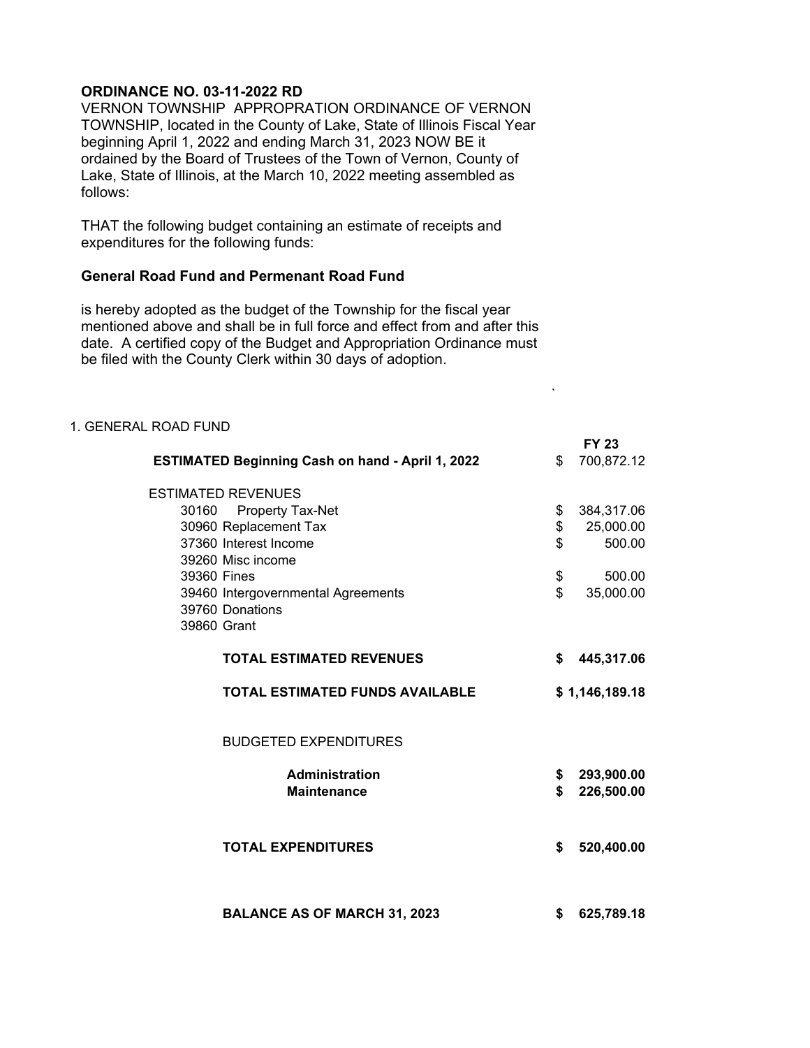**ORDINANCE NO. 03-11-2022 RD**

VERNON TOWNSHIP APPROPRATION ORDINANCE OF VERNON TOWNSHIP, located in the County of Lake, State of Illinois Fiscal Year beginning April 1, 2022 and ending March 31, 2023 NOW BE it ordained by the Board of Trustees of the Town of Vernon, County of Lake, State of Illinois, at the March 10, 2022 meeting assembled as follows:

THAT the following budget containing an estimate of receipts and expenditures for the following funds:

**General Road Fund and Permenant Road Fund**

is hereby adopted as the budget of the Township for the fiscal year mentioned above and shall be in full force and effect from and after this date. A certified copy of the Budget and Appropriation Ordinance must be filed with the County Clerk within 30 days of adoption.

1. GENERAL ROAD FUND

| | FY 23 |
|---|---|
| **ESTIMATED Beginning Cash on hand - April 1, 2022** | $ 700,872.12 |
| ESTIMATED REVENUES | |
| 30160 Property Tax-Net | $ 384,317.06 |
| 30960 Replacement Tax | $ 25,000.00 |
| 37360 Interest Income | $ 500.00 |
| 39260 Misc income | |
| 39360 Fines | $ 500.00 |
| 39460 Intergovernmental Agreements | $ 35,000.00 |
| 39760 Donations | |
| 39860 Grant | |
| **TOTAL ESTIMATED REVENUES** | **$ 445,317.06** |
| **TOTAL ESTIMATED FUNDS AVAILABLE** | **$ 1,146,189.18** |
| BUDGETED EXPENDITURES | |
| **Administration** | **$ 293,900.00** |
| **Maintenance** | **$ 226,500.00** |
| **TOTAL EXPENDITURES** | **$ 520,400.00** |
| **BALANCE AS OF MARCH 31, 2023** | **$ 625,789.18** |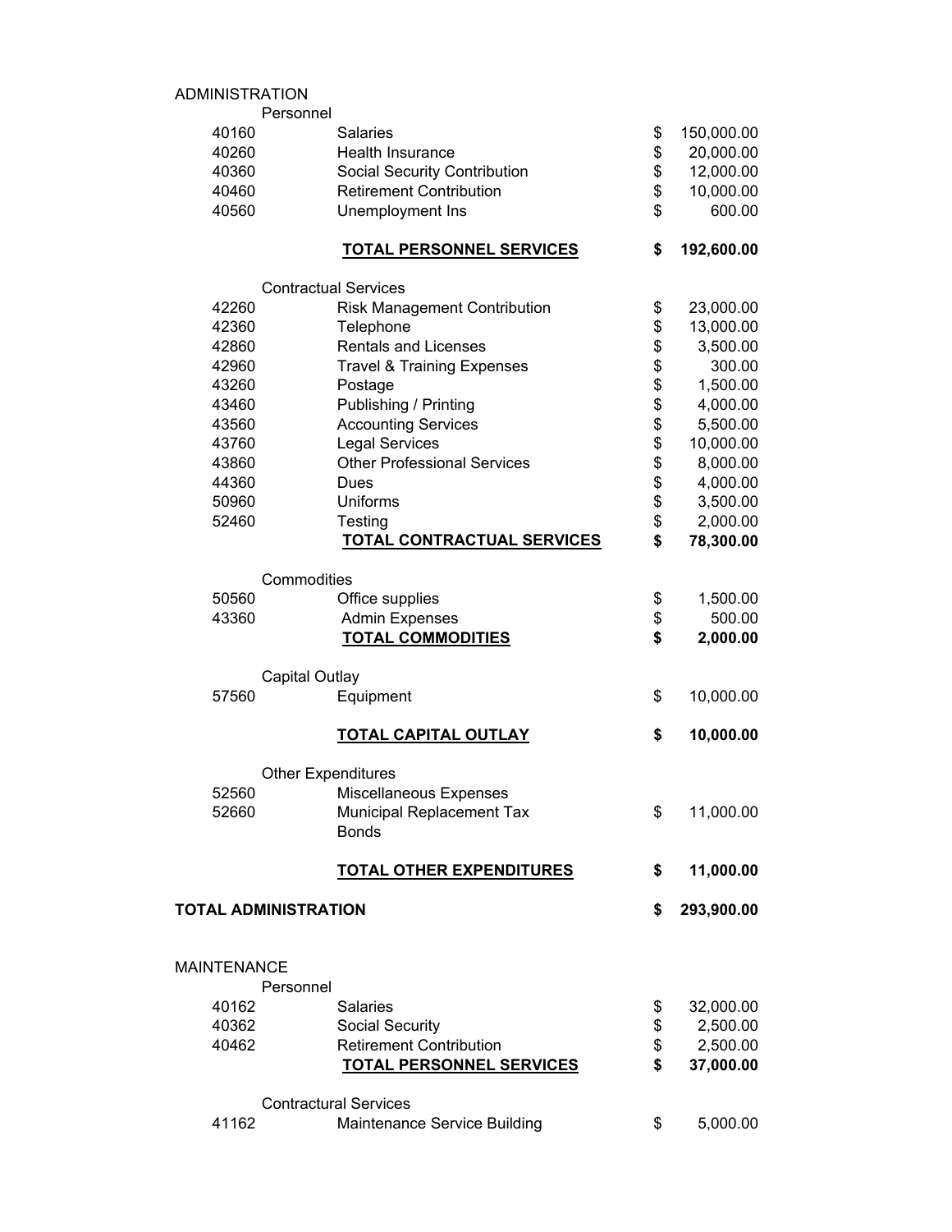## ADMINISTRATION

### Personnel

| Code | Item | Amount |
|---|---|---|
| 40160 | Salaries | $ 150,000.00 |
| 40260 | Health Insurance | $ 20,000.00 |
| 40360 | Social Security Contribution | $ 12,000.00 |
| 40460 | Retirement Contribution | $ 10,000.00 |
| 40560 | Unemployment Ins | $ 600.00 |
| | **TOTAL PERSONNEL SERVICES** | **$ 192,600.00** |

### Contractual Services

| Code | Item | Amount |
|---|---|---|
| 42260 | Risk Management Contribution | $ 23,000.00 |
| 42360 | Telephone | $ 13,000.00 |
| 42860 | Rentals and Licenses | $ 3,500.00 |
| 42960 | Travel & Training Expenses | $ 300.00 |
| 43260 | Postage | $ 1,500.00 |
| 43460 | Publishing / Printing | $ 4,000.00 |
| 43560 | Accounting Services | $ 5,500.00 |
| 43760 | Legal Services | $ 10,000.00 |
| 43860 | Other Professional Services | $ 8,000.00 |
| 44360 | Dues | $ 4,000.00 |
| 50960 | Uniforms | $ 3,500.00 |
| 52460 | Testing | $ 2,000.00 |
| | **TOTAL CONTRACTUAL SERVICES** | **$ 78,300.00** |

### Commodities

| Code | Item | Amount |
|---|---|---|
| 50560 | Office supplies | $ 1,500.00 |
| 43360 | Admin Expenses | $ 500.00 |
| | **TOTAL COMMODITIES** | **$ 2,000.00** |

### Capital Outlay

| Code | Item | Amount |
|---|---|---|
| 57560 | Equipment | $ 10,000.00 |
| | **TOTAL CAPITAL OUTLAY** | **$ 10,000.00** |

### Other Expenditures

| Code | Item | Amount |
|---|---|---|
| 52560 | Miscellaneous Expenses | |
| 52660 | Municipal Replacement Tax | $ 11,000.00 |
| | Bonds | |
| | **TOTAL OTHER EXPENDITURES** | **$ 11,000.00** |

**TOTAL ADMINISTRATION** **$ 293,900.00**

## MAINTENANCE

### Personnel

| Code | Item | Amount |
|---|---|---|
| 40162 | Salaries | $ 32,000.00 |
| 40362 | Social Security | $ 2,500.00 |
| 40462 | Retirement Contribution | $ 2,500.00 |
| | **TOTAL PERSONNEL SERVICES** | **$ 37,000.00** |

### Contractual Services

| Code | Item | Amount |
|---|---|---|
| 41162 | Maintenance Service Building | $ 5,000.00 |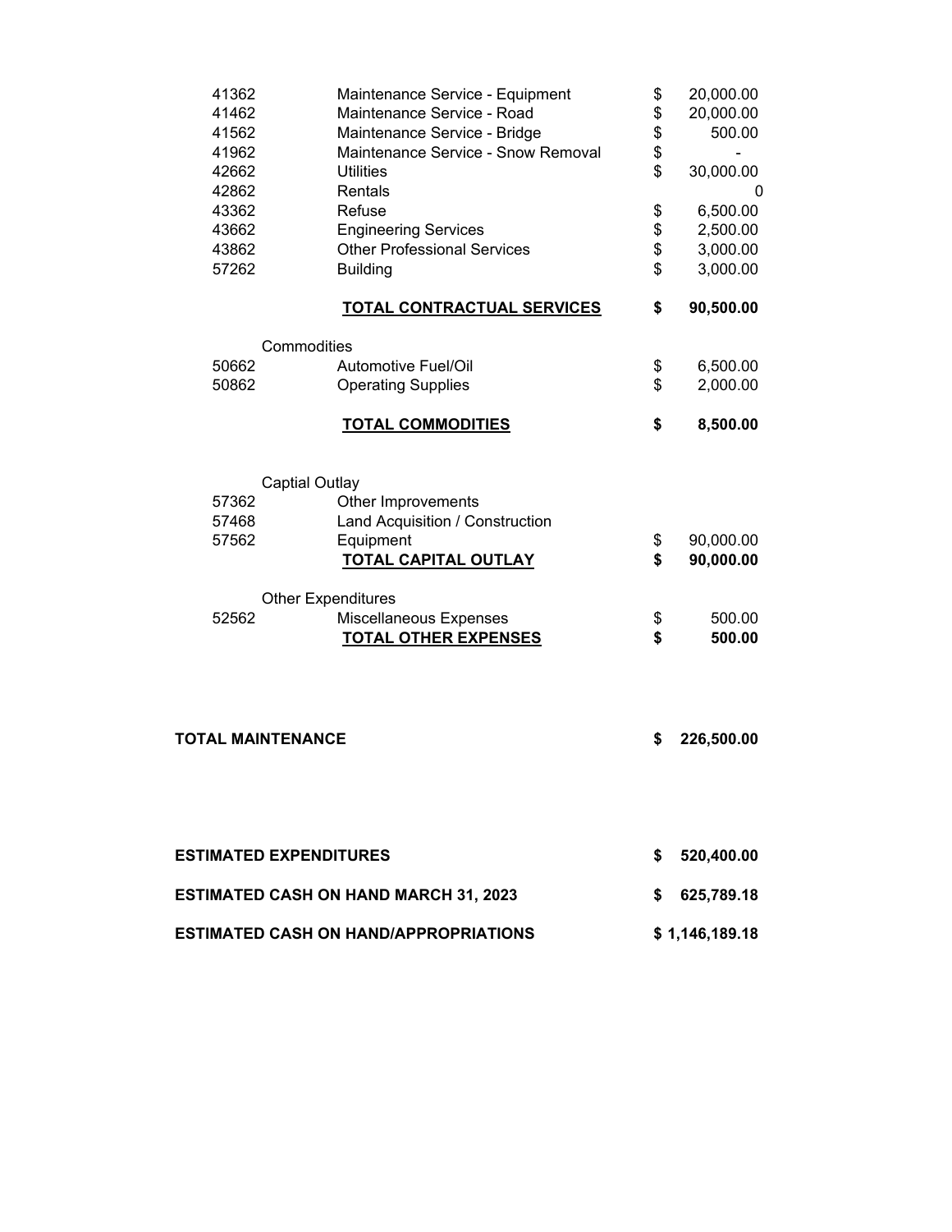| Code | Description | Amount |
|---|---|---|
| 41362 | Maintenance Service - Equipment | $ 20,000.00 |
| 41462 | Maintenance Service - Road | $ 20,000.00 |
| 41562 | Maintenance Service - Bridge | $ 500.00 |
| 41962 | Maintenance Service - Snow Removal | $ - |
| 42662 | Utilities | $ 30,000.00 |
| 42862 | Rentals | 0 |
| 43362 | Refuse | $ 6,500.00 |
| 43662 | Engineering Services | $ 2,500.00 |
| 43862 | Other Professional Services | $ 3,000.00 |
| 57262 | Building | $ 3,000.00 |
| | **TOTAL CONTRACTUAL SERVICES** | **$ 90,500.00** |
| Commodities | | |
| 50662 | Automotive Fuel/Oil | $ 6,500.00 |
| 50862 | Operating Supplies | $ 2,000.00 |
| | **TOTAL COMMODITIES** | **$ 8,500.00** |
| Captial Outlay | | |
| 57362 | Other Improvements | |
| 57468 | Land Acquisition / Construction | |
| 57562 | Equipment | $ 90,000.00 |
| | **TOTAL CAPITAL OUTLAY** | **$ 90,000.00** |
| Other Expenditures | | |
| 52562 | Miscellaneous Expenses | $ 500.00 |
| | **TOTAL OTHER EXPENSES** | **$ 500.00** |

| | |
|---|---|
| **TOTAL MAINTENANCE** | **$ 226,500.00** |

| | |
|---|---|
| **ESTIMATED EXPENDITURES** | **$ 520,400.00** |
| **ESTIMATED CASH ON HAND MARCH 31, 2023** | **$ 625,789.18** |
| **ESTIMATED CASH ON HAND/APPROPRIATIONS** | **$ 1,146,189.18** |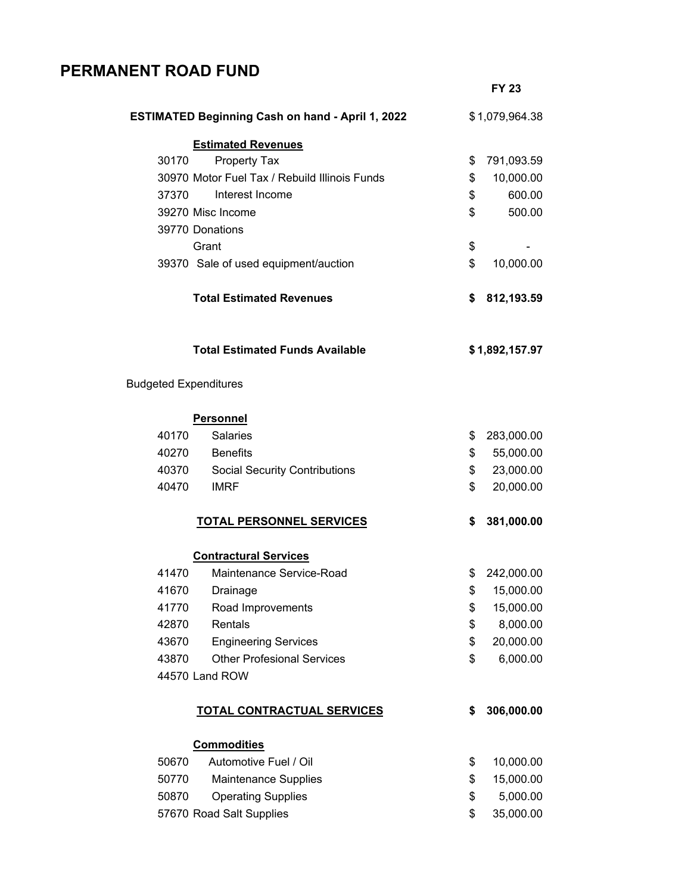# PERMANENT ROAD FUND

| | | FY 23 |
|---|---|---|
| | **ESTIMATED Beginning Cash on hand - April 1, 2022** | $1,079,964.38 |
| | **Estimated Revenues** | |
| 30170 | Property Tax | $ 791,093.59 |
| 30970 | Motor Fuel Tax / Rebuild Illinois Funds | $ 10,000.00 |
| 37370 | Interest Income | $ 600.00 |
| 39270 | Misc Income | $ 500.00 |
| 39770 | Donations | |
| | Grant | $ - |
| 39370 | Sale of used equipment/auction | $ 10,000.00 |
| | **Total Estimated Revenues** | **$ 812,193.59** |
| | **Total Estimated Funds Available** | **$1,892,157.97** |
| | Budgeted Expenditures | |
| | **Personnel** | |
| 40170 | Salaries | $ 283,000.00 |
| 40270 | Benefits | $ 55,000.00 |
| 40370 | Social Security Contributions | $ 23,000.00 |
| 40470 | IMRF | $ 20,000.00 |
| | **TOTAL PERSONNEL SERVICES** | **$ 381,000.00** |
| | **Contractural Services** | |
| 41470 | Maintenance Service-Road | $ 242,000.00 |
| 41670 | Drainage | $ 15,000.00 |
| 41770 | Road Improvements | $ 15,000.00 |
| 42870 | Rentals | $ 8,000.00 |
| 43670 | Engineering Services | $ 20,000.00 |
| 43870 | Other Profesional Services | $ 6,000.00 |
| 44570 | Land ROW | |
| | **TOTAL CONTRACTUAL SERVICES** | **$ 306,000.00** |
| | **Commodities** | |
| 50670 | Automotive Fuel / Oil | $ 10,000.00 |
| 50770 | Maintenance Supplies | $ 15,000.00 |
| 50870 | Operating Supplies | $ 5,000.00 |
| 57670 | Road Salt Supplies | $ 35,000.00 |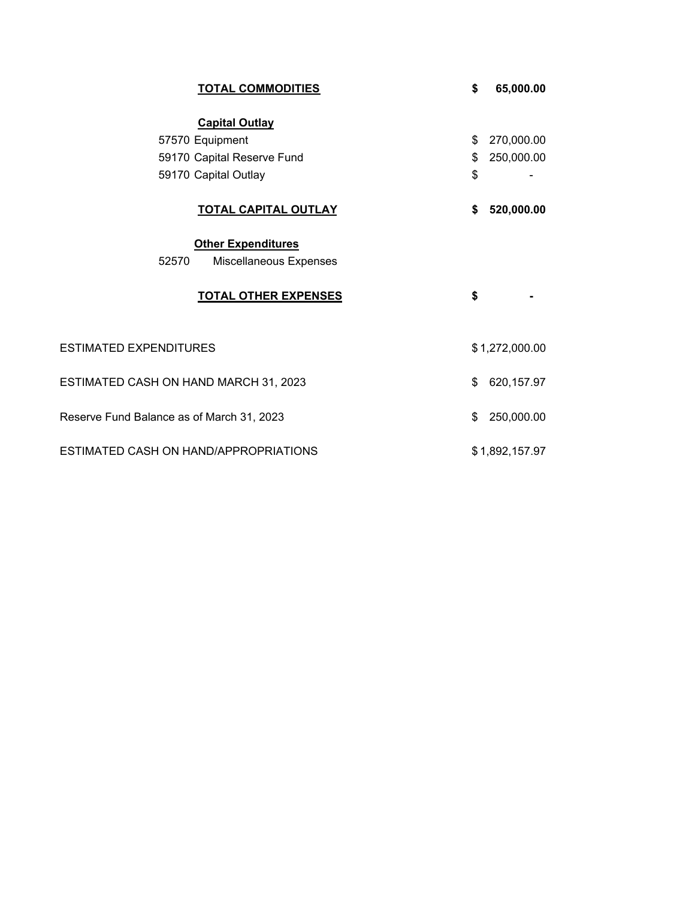| | |
|---|---|
| **TOTAL COMMODITIES** | **$ 65,000.00** |
| **Capital Outlay** | |
| 57570 Equipment | $ 270,000.00 |
| 59170 Capital Reserve Fund | $ 250,000.00 |
| 59170 Capital Outlay | $ - |
| **TOTAL CAPITAL OUTLAY** | **$ 520,000.00** |
| **Other Expenditures** | |
| 52570 Miscellaneous Expenses | |
| **TOTAL OTHER EXPENSES** | **$ -** |
| ESTIMATED EXPENDITURES | $ 1,272,000.00 |
| ESTIMATED CASH ON HAND MARCH 31, 2023 | $ 620,157.97 |
| Reserve Fund Balance as of March 31, 2023 | $ 250,000.00 |
| ESTIMATED CASH ON HAND/APPROPRIATIONS | $ 1,892,157.97 |